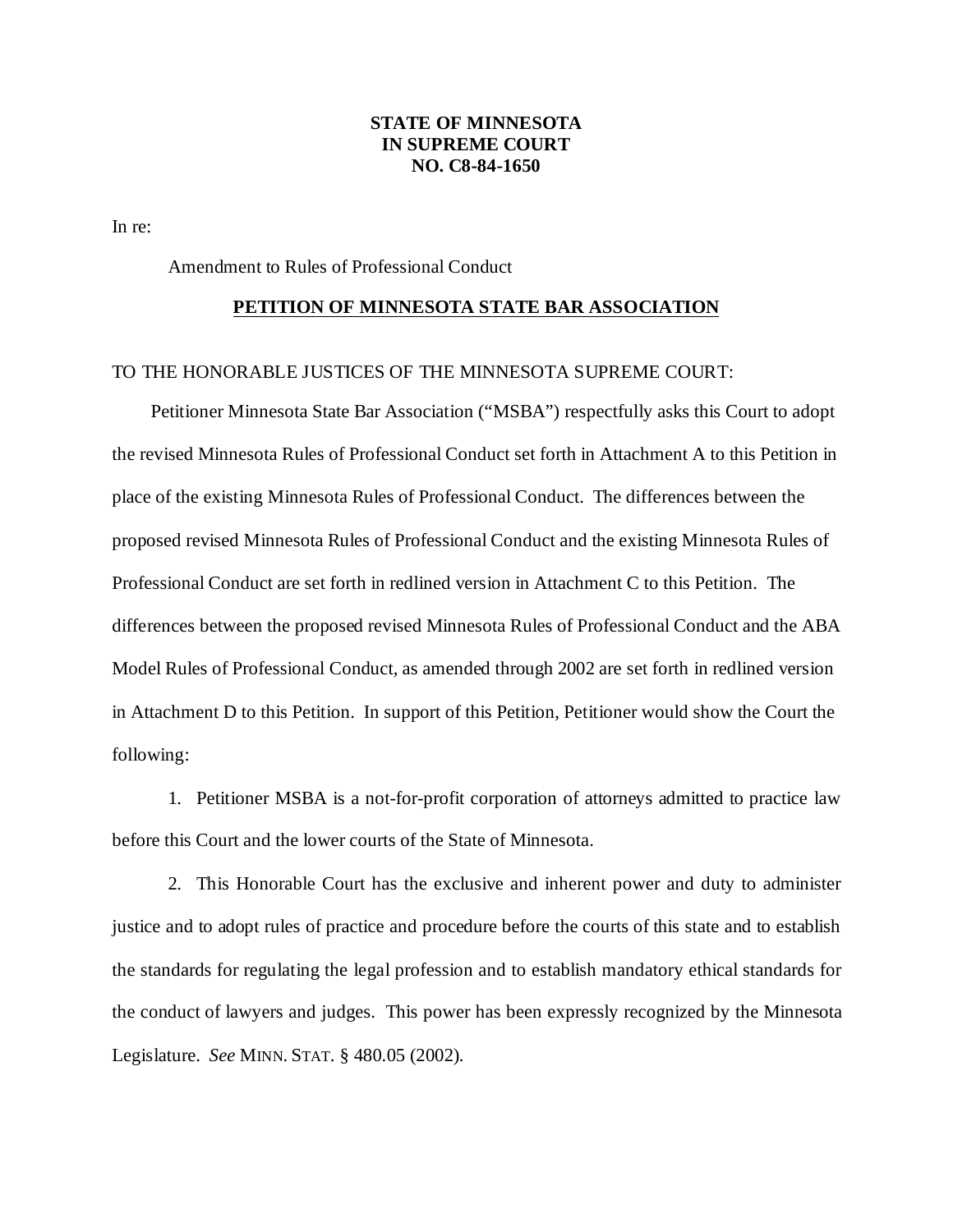**STATE OF MINNESOTA**
**IN SUPREME COURT**
**NO. C8-84-1650**

In re:

Amendment to Rules of Professional Conduct

## PETITION OF MINNESOTA STATE BAR ASSOCIATION

TO THE HONORABLE JUSTICES OF THE MINNESOTA SUPREME COURT:

Petitioner Minnesota State Bar Association ("MSBA") respectfully asks this Court to adopt the revised Minnesota Rules of Professional Conduct set forth in Attachment A to this Petition in place of the existing Minnesota Rules of Professional Conduct. The differences between the proposed revised Minnesota Rules of Professional Conduct and the existing Minnesota Rules of Professional Conduct are set forth in redlined version in Attachment C to this Petition. The differences between the proposed revised Minnesota Rules of Professional Conduct and the ABA Model Rules of Professional Conduct, as amended through 2002 are set forth in redlined version in Attachment D to this Petition. In support of this Petition, Petitioner would show the Court the following:

1. Petitioner MSBA is a not-for-profit corporation of attorneys admitted to practice law before this Court and the lower courts of the State of Minnesota.

2. This Honorable Court has the exclusive and inherent power and duty to administer justice and to adopt rules of practice and procedure before the courts of this state and to establish the standards for regulating the legal profession and to establish mandatory ethical standards for the conduct of lawyers and judges. This power has been expressly recognized by the Minnesota Legislature. *See* MINN. STAT. § 480.05 (2002).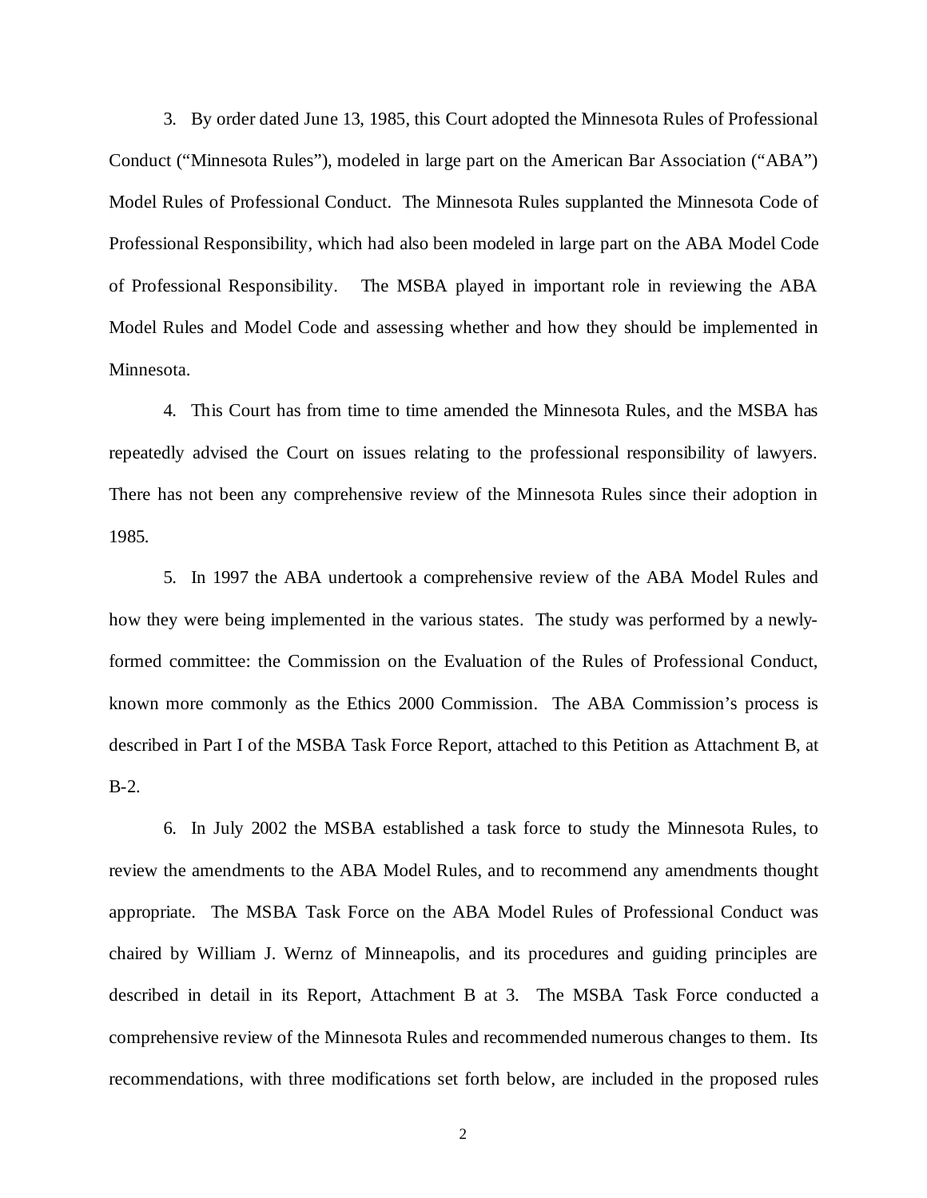3. By order dated June 13, 1985, this Court adopted the Minnesota Rules of Professional Conduct ("Minnesota Rules"), modeled in large part on the American Bar Association ("ABA") Model Rules of Professional Conduct. The Minnesota Rules supplanted the Minnesota Code of Professional Responsibility, which had also been modeled in large part on the ABA Model Code of Professional Responsibility. The MSBA played in important role in reviewing the ABA Model Rules and Model Code and assessing whether and how they should be implemented in Minnesota.

4. This Court has from time to time amended the Minnesota Rules, and the MSBA has repeatedly advised the Court on issues relating to the professional responsibility of lawyers. There has not been any comprehensive review of the Minnesota Rules since their adoption in 1985.

5. In 1997 the ABA undertook a comprehensive review of the ABA Model Rules and how they were being implemented in the various states. The study was performed by a newly-formed committee: the Commission on the Evaluation of the Rules of Professional Conduct, known more commonly as the Ethics 2000 Commission. The ABA Commission's process is described in Part I of the MSBA Task Force Report, attached to this Petition as Attachment B, at B-2.

6. In July 2002 the MSBA established a task force to study the Minnesota Rules, to review the amendments to the ABA Model Rules, and to recommend any amendments thought appropriate. The MSBA Task Force on the ABA Model Rules of Professional Conduct was chaired by William J. Wernz of Minneapolis, and its procedures and guiding principles are described in detail in its Report, Attachment B at 3. The MSBA Task Force conducted a comprehensive review of the Minnesota Rules and recommended numerous changes to them. Its recommendations, with three modifications set forth below, are included in the proposed rules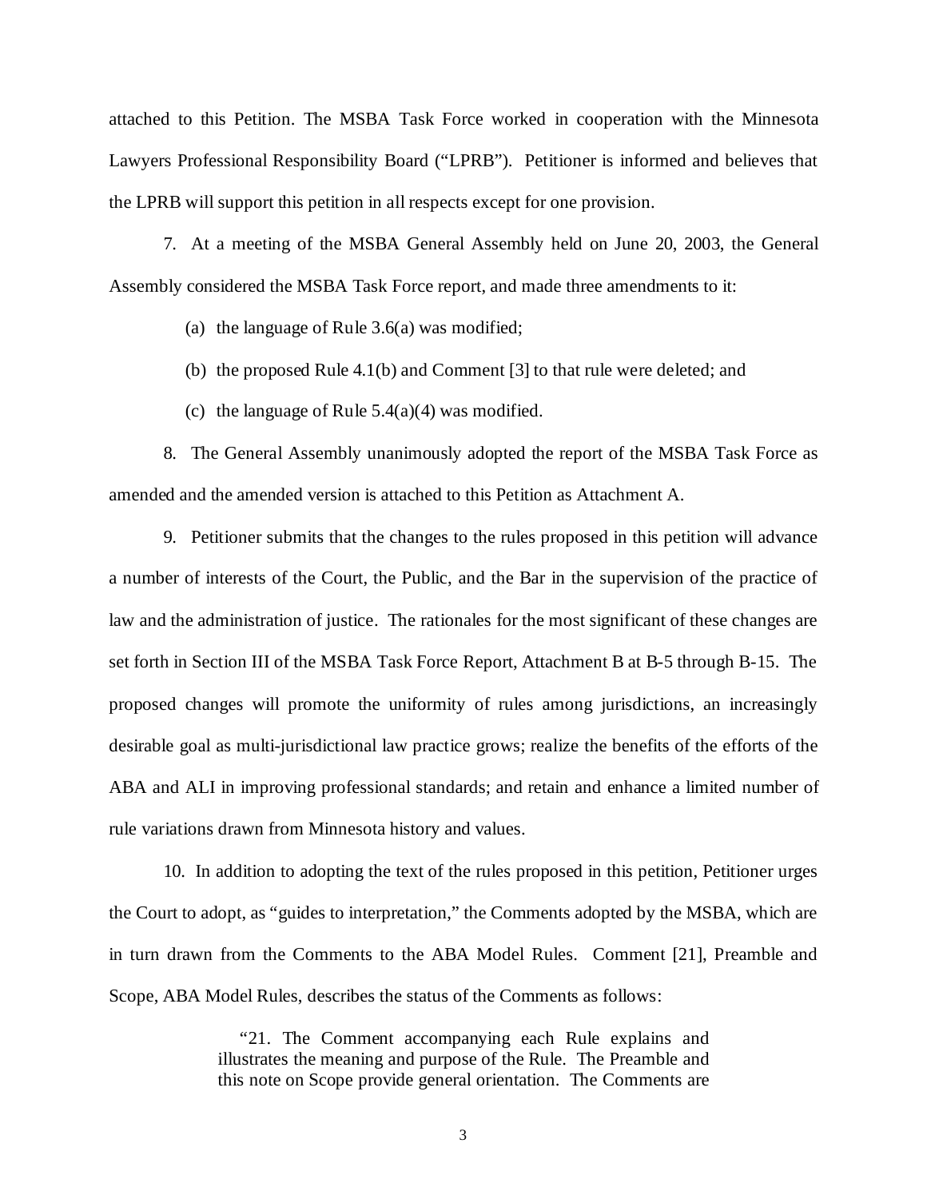attached to this Petition. The MSBA Task Force worked in cooperation with the Minnesota Lawyers Professional Responsibility Board ("LPRB"). Petitioner is informed and believes that the LPRB will support this petition in all respects except for one provision.

7. At a meeting of the MSBA General Assembly held on June 20, 2003, the General Assembly considered the MSBA Task Force report, and made three amendments to it:

(a) the language of Rule 3.6(a) was modified;

(b) the proposed Rule 4.1(b) and Comment [3] to that rule were deleted; and

(c) the language of Rule 5.4(a)(4) was modified.

8. The General Assembly unanimously adopted the report of the MSBA Task Force as amended and the amended version is attached to this Petition as Attachment A.

9. Petitioner submits that the changes to the rules proposed in this petition will advance a number of interests of the Court, the Public, and the Bar in the supervision of the practice of law and the administration of justice. The rationales for the most significant of these changes are set forth in Section III of the MSBA Task Force Report, Attachment B at B-5 through B-15. The proposed changes will promote the uniformity of rules among jurisdictions, an increasingly desirable goal as multi-jurisdictional law practice grows; realize the benefits of the efforts of the ABA and ALI in improving professional standards; and retain and enhance a limited number of rule variations drawn from Minnesota history and values.

10. In addition to adopting the text of the rules proposed in this petition, Petitioner urges the Court to adopt, as "guides to interpretation," the Comments adopted by the MSBA, which are in turn drawn from the Comments to the ABA Model Rules. Comment [21], Preamble and Scope, ABA Model Rules, describes the status of the Comments as follows:

> "21. The Comment accompanying each Rule explains and illustrates the meaning and purpose of the Rule. The Preamble and this note on Scope provide general orientation. The Comments are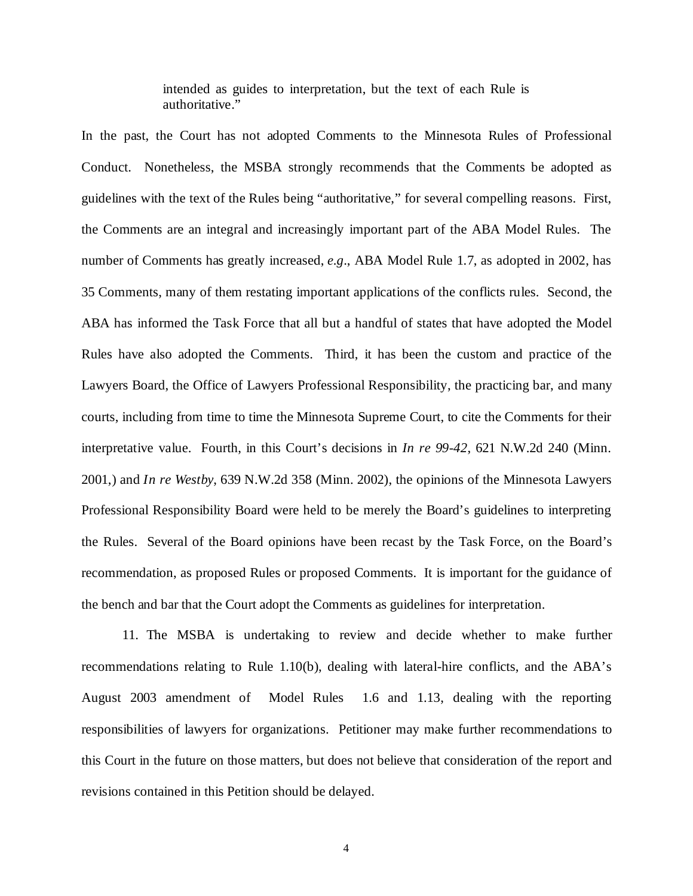> intended as guides to interpretation, but the text of each Rule is authoritative."

In the past, the Court has not adopted Comments to the Minnesota Rules of Professional Conduct. Nonetheless, the MSBA strongly recommends that the Comments be adopted as guidelines with the text of the Rules being "authoritative," for several compelling reasons. First, the Comments are an integral and increasingly important part of the ABA Model Rules. The number of Comments has greatly increased, *e.g*., ABA Model Rule 1.7, as adopted in 2002, has 35 Comments, many of them restating important applications of the conflicts rules. Second, the ABA has informed the Task Force that all but a handful of states that have adopted the Model Rules have also adopted the Comments. Third, it has been the custom and practice of the Lawyers Board, the Office of Lawyers Professional Responsibility, the practicing bar, and many courts, including from time to time the Minnesota Supreme Court, to cite the Comments for their interpretative value. Fourth, in this Court's decisions in *In re 99-42*, 621 N.W.2d 240 (Minn. 2001,) and *In re Westby*, 639 N.W.2d 358 (Minn. 2002), the opinions of the Minnesota Lawyers Professional Responsibility Board were held to be merely the Board's guidelines to interpreting the Rules. Several of the Board opinions have been recast by the Task Force, on the Board's recommendation, as proposed Rules or proposed Comments. It is important for the guidance of the bench and bar that the Court adopt the Comments as guidelines for interpretation.

11. The MSBA is undertaking to review and decide whether to make further recommendations relating to Rule 1.10(b), dealing with lateral-hire conflicts, and the ABA's August 2003 amendment of Model Rules 1.6 and 1.13, dealing with the reporting responsibilities of lawyers for organizations. Petitioner may make further recommendations to this Court in the future on those matters, but does not believe that consideration of the report and revisions contained in this Petition should be delayed.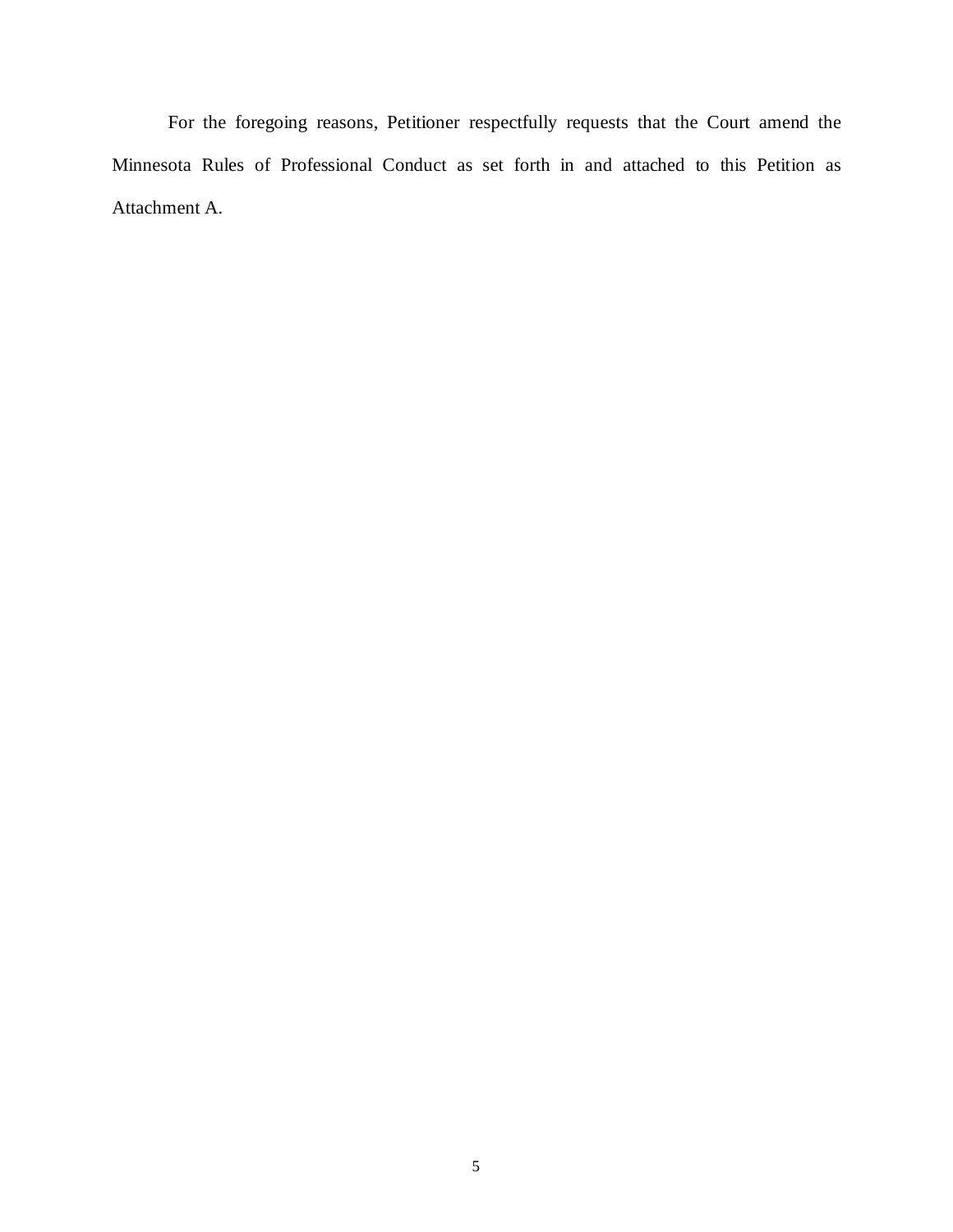For the foregoing reasons, Petitioner respectfully requests that the Court amend the Minnesota Rules of Professional Conduct as set forth in and attached to this Petition as Attachment A.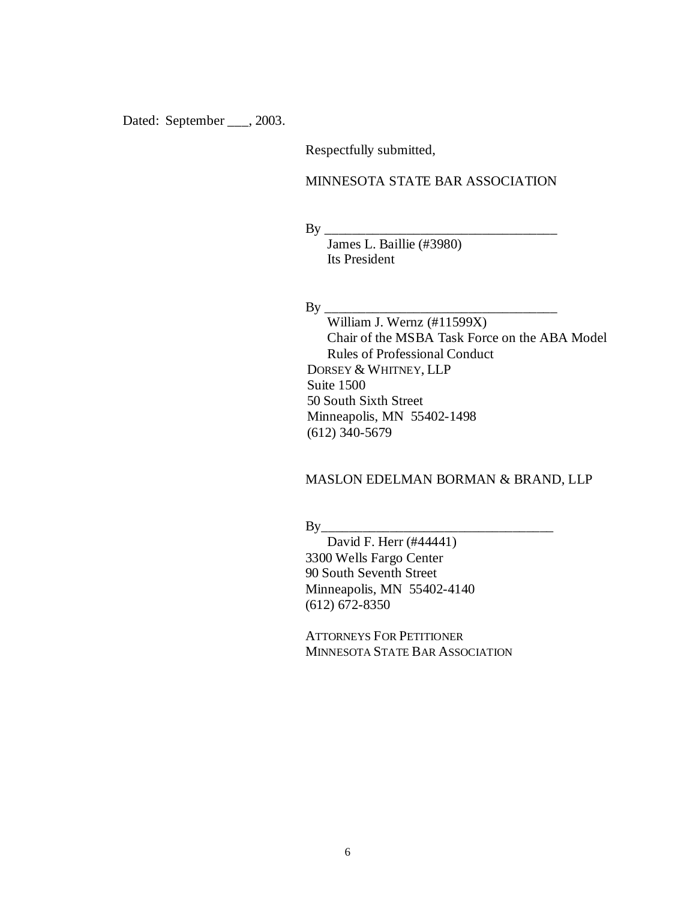Dated: September ___, 2003.

Respectfully submitted,

MINNESOTA STATE BAR ASSOCIATION

By ___________________________________
James L. Baillie (#3980)
Its President

By ___________________________________
William J. Wernz (#11599X)
Chair of the MSBA Task Force on the ABA Model Rules of Professional Conduct
DORSEY & WHITNEY, LLP
Suite 1500
50 South Sixth Street
Minneapolis, MN 55402-1498
(612) 340-5679

MASLON EDELMAN BORMAN & BRAND, LLP

By___________________________________
David F. Herr (#44441)
3300 Wells Fargo Center
90 South Seventh Street
Minneapolis, MN 55402-4140
(612) 672-8350

ATTORNEYS FOR PETITIONER
MINNESOTA STATE BAR ASSOCIATION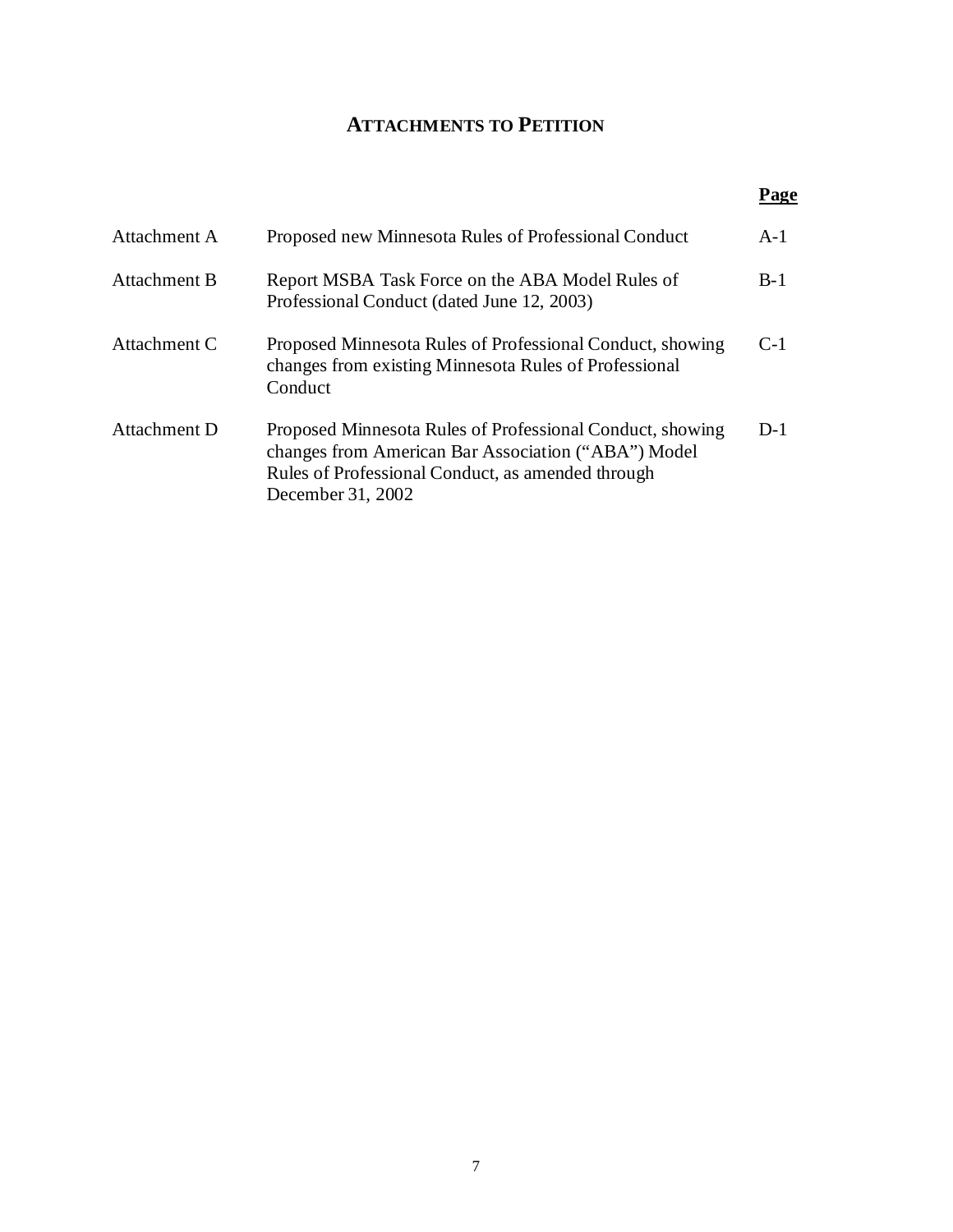## ATTACHMENTS TO PETITION

| | | Page |
|---|---|---|
| Attachment A | Proposed new Minnesota Rules of Professional Conduct | A-1 |
| Attachment B | Report MSBA Task Force on the ABA Model Rules of Professional Conduct (dated June 12, 2003) | B-1 |
| Attachment C | Proposed Minnesota Rules of Professional Conduct, showing changes from existing Minnesota Rules of Professional Conduct | C-1 |
| Attachment D | Proposed Minnesota Rules of Professional Conduct, showing changes from American Bar Association ("ABA") Model Rules of Professional Conduct, as amended through December 31, 2002 | D-1 |